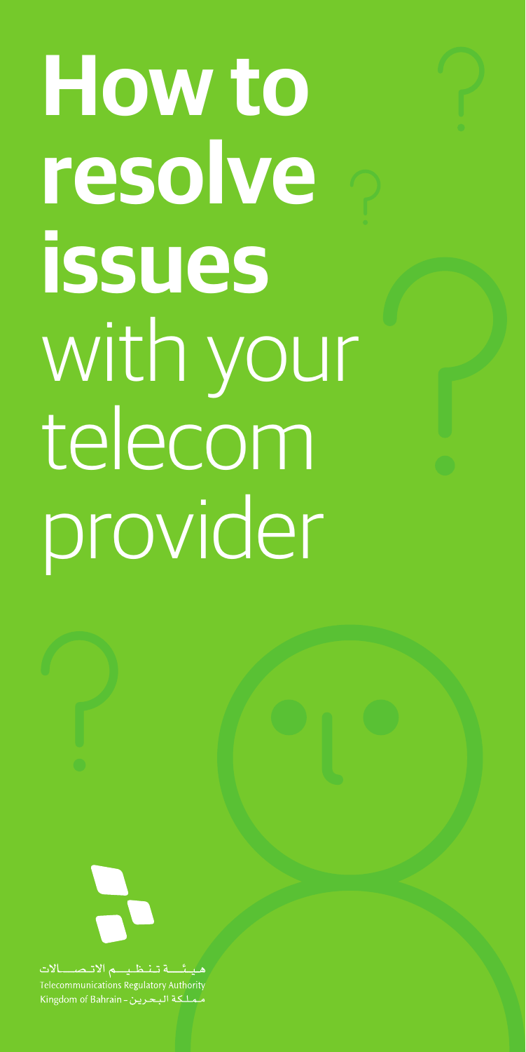# **How to resolve issues** with your telecom provider

هيئة تنظيم الاتصالات
Telecommunications Regulatory Authority
Kingdom of Bahrain - مملكة البحرين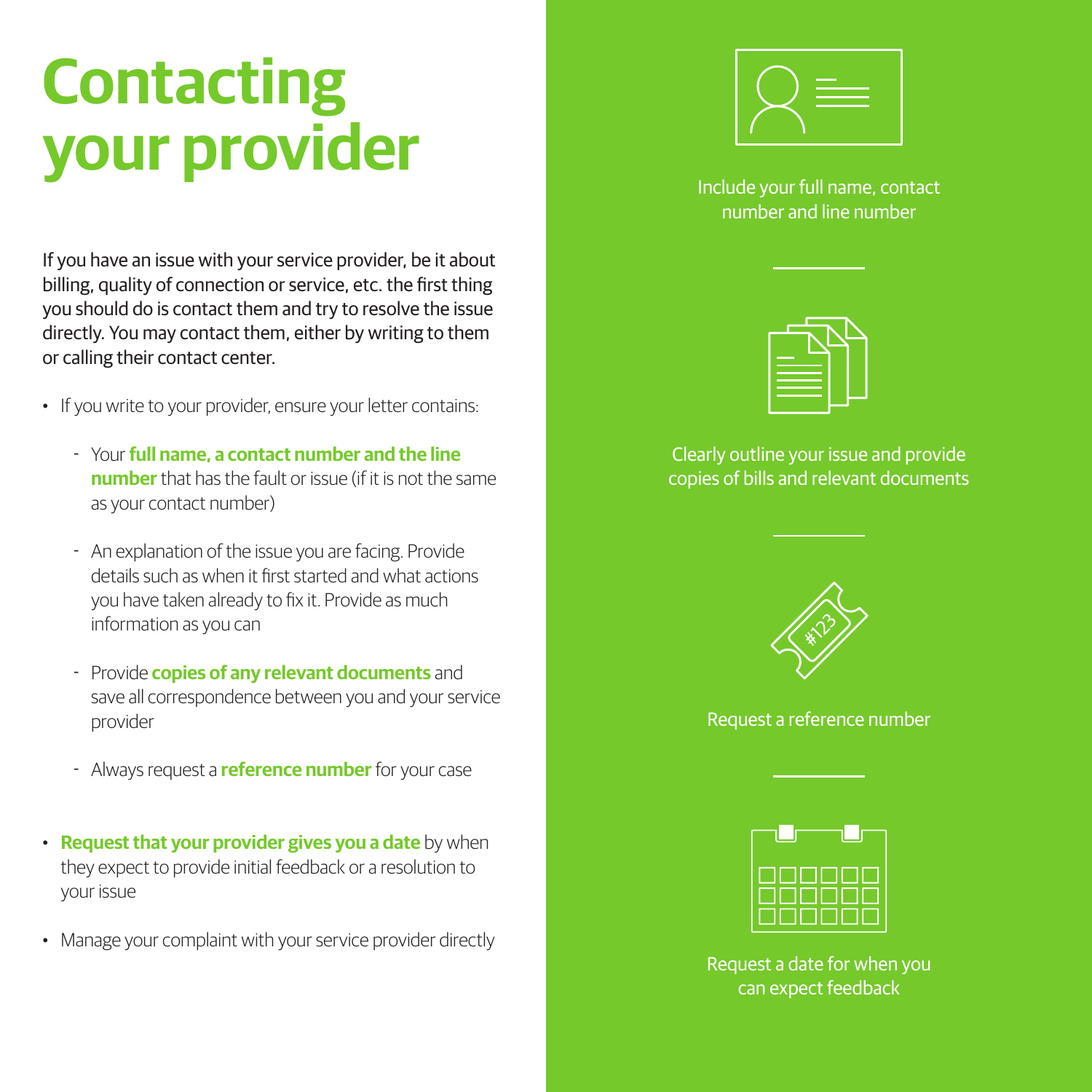# Contacting your provider

If you have an issue with your service provider, be it about billing, quality of connection or service, etc. the first thing you should do is contact them and try to resolve the issue directly. You may contact them, either by writing to them or calling their contact center.

- If you write to your provider, ensure your letter contains:
  - Your **full name, a contact number and the line number** that has the fault or issue (if it is not the same as your contact number)
  - An explanation of the issue you are facing. Provide details such as when it first started and what actions you have taken already to fix it. Provide as much information as you can
  - Provide **copies of any relevant documents** and save all correspondence between you and your service provider
  - Always request a **reference number** for your case
- **Request that your provider gives you a date** by when they expect to provide initial feedback or a resolution to your issue
- Manage your complaint with your service provider directly

Include your full name, contact number and line number

Clearly outline your issue and provide copies of bills and relevant documents

Request a reference number

Request a date for when you can expect feedback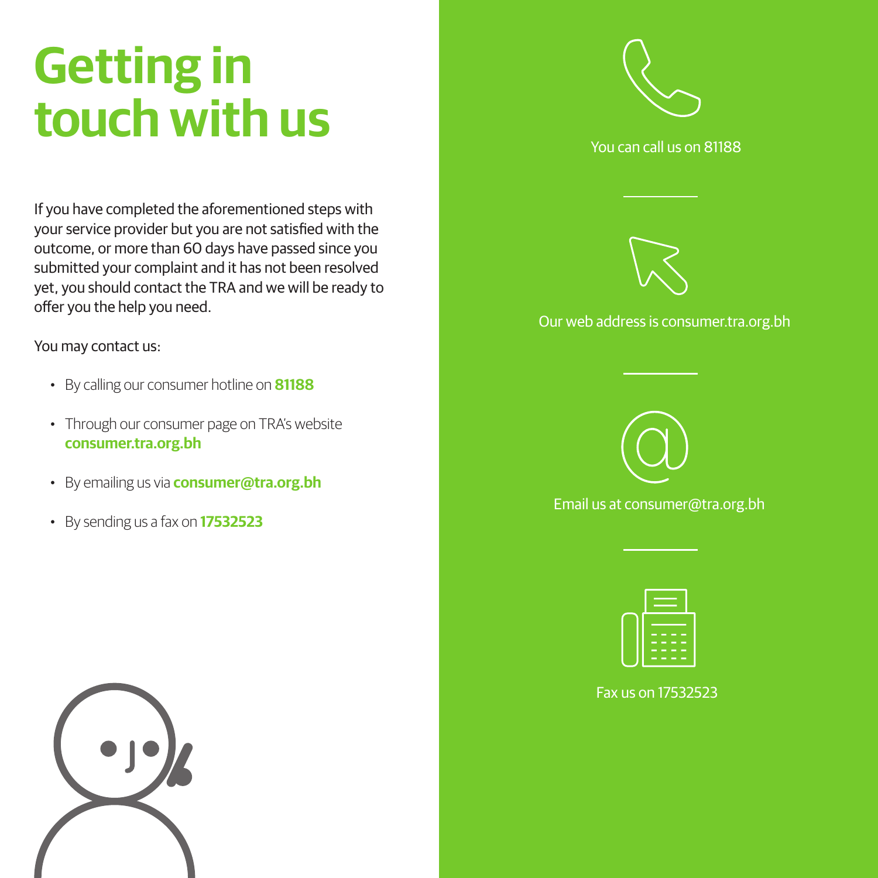# Getting in touch with us

If you have completed the aforementioned steps with your service provider but you are not satisfied with the outcome, or more than 60 days have passed since you submitted your complaint and it has not been resolved yet, you should contact the TRA and we will be ready to offer you the help you need.

You may contact us:

- By calling our consumer hotline on **81188**
- Through our consumer page on TRA's website **consumer.tra.org.bh**
- By emailing us via **consumer@tra.org.bh**
- By sending us a fax on **17532523**

You can call us on 81188

Our web address is consumer.tra.org.bh

Email us at consumer@tra.org.bh

Fax us on 17532523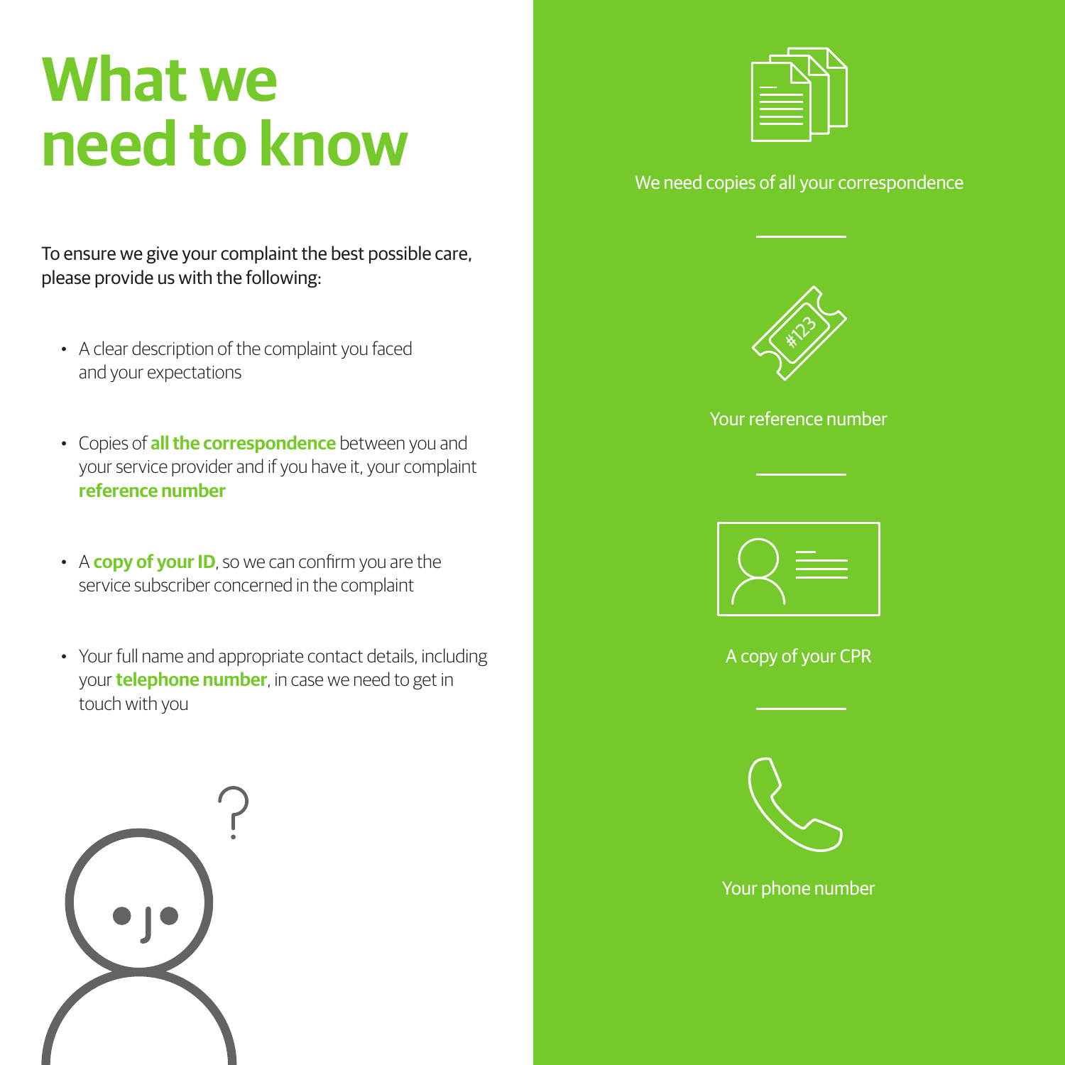# What we need to know

To ensure we give your complaint the best possible care, please provide us with the following:

- A clear description of the complaint you faced and your expectations
- Copies of **all the correspondence** between you and your service provider and if you have it, your complaint **reference number**
- A **copy of your ID**, so we can confirm you are the service subscriber concerned in the complaint
- Your full name and appropriate contact details, including your **telephone number**, in case we need to get in touch with you

We need copies of all your correspondence

Your reference number

A copy of your CPR

Your phone number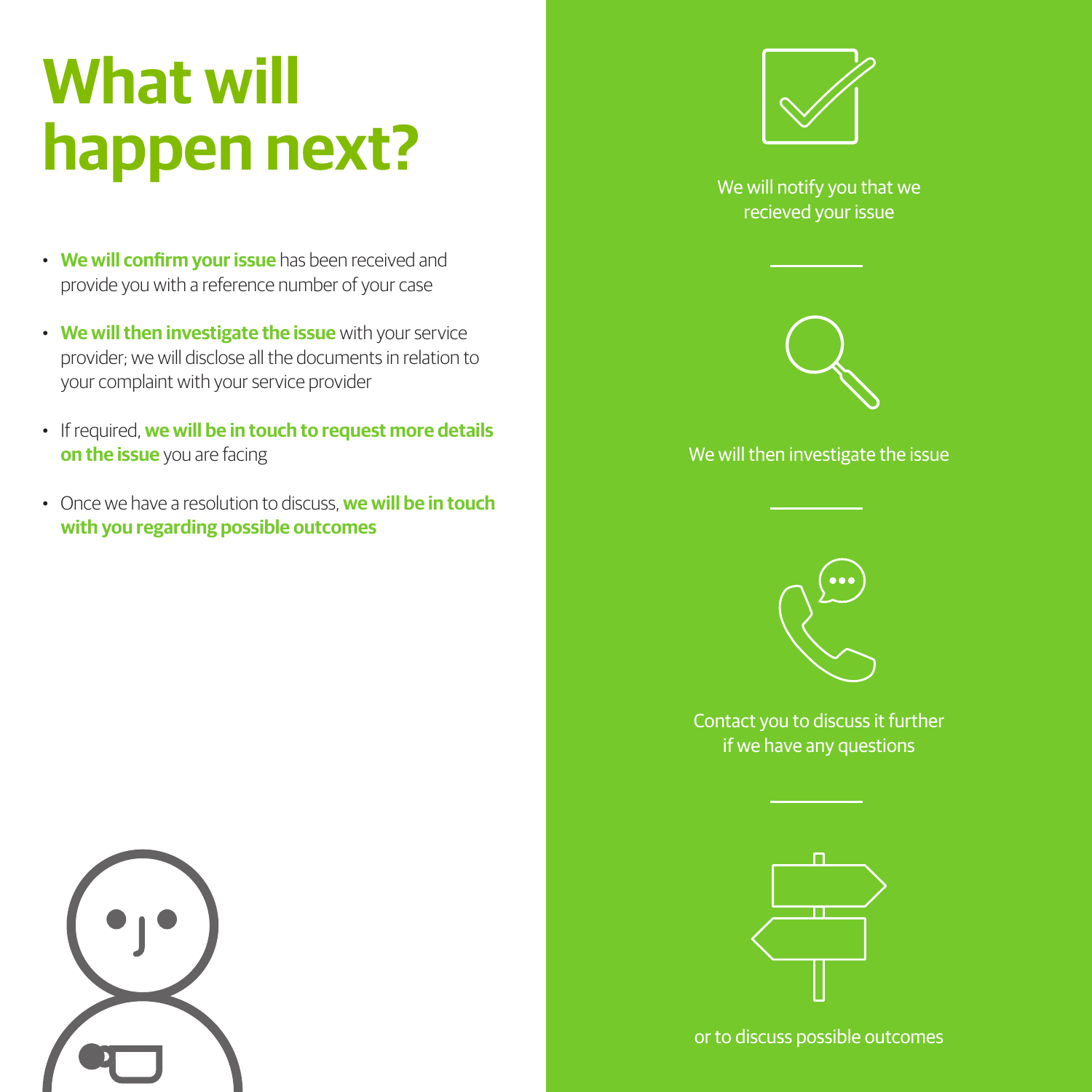# What will happen next?

- **We will confirm your issue** has been received and provide you with a reference number of your case
- **We will then investigate the issue** with your service provider; we will disclose all the documents in relation to your complaint with your service provider
- If required, **we will be in touch to request more details on the issue** you are facing
- Once we have a resolution to discuss, **we will be in touch with you regarding possible outcomes**

We will notify you that we recieved your issue

We will then investigate the issue

Contact you to discuss it further if we have any questions

or to discuss possible outcomes